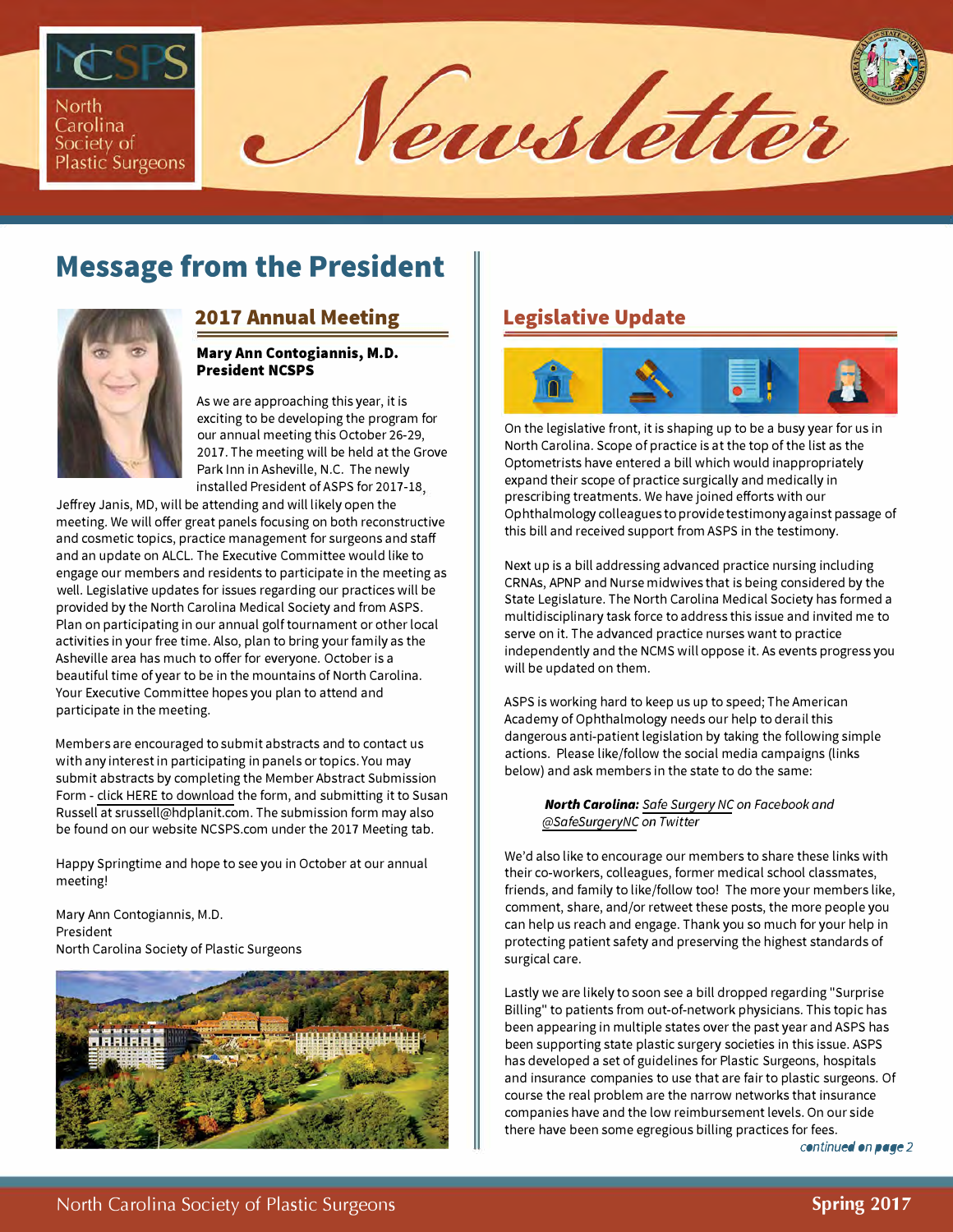# Newsletter

North Carolina Society of Plastic Surgeons

## Message from the President

### 2017 Annual Meeting

**Mary Ann Contogiannis, M.D.**
**President NCSPS**

As we are approaching this year, it is exciting to be developing the program for our annual meeting this October 26-29, 2017. The meeting will be held at the Grove Park Inn in Asheville, N.C. The newly installed President of ASPS for 2017-18, Jeffrey Janis, MD, will be attending and will likely open the meeting. We will offer great panels focusing on both reconstructive and cosmetic topics, practice management for surgeons and staff and an update on ALCL. The Executive Committee would like to engage our members and residents to participate in the meeting as well. Legislative updates for issues regarding our practices will be provided by the North Carolina Medical Society and from ASPS. Plan on participating in our annual golf tournament or other local activities in your free time. Also, plan to bring your family as the Asheville area has much to offer for everyone. October is a beautiful time of year to be in the mountains of North Carolina. Your Executive Committee hopes you plan to attend and participate in the meeting.

Members are encouraged to submit abstracts and to contact us with any interest in participating in panels or topics. You may submit abstracts by completing the Member Abstract Submission Form - click HERE to download the form, and submitting it to Susan Russell at srussell@hdplanit.com. The submission form may also be found on our website NCSPS.com under the 2017 Meeting tab.

Happy Springtime and hope to see you in October at our annual meeting!

Mary Ann Contogiannis, M.D.
President
North Carolina Society of Plastic Surgeons

### Legislative Update

On the legislative front, it is shaping up to be a busy year for us in North Carolina. Scope of practice is at the top of the list as the Optometrists have entered a bill which would inappropriately expand their scope of practice surgically and medically in prescribing treatments. We have joined efforts with our Ophthalmology colleagues to provide testimony against passage of this bill and received support from ASPS in the testimony.

Next up is a bill addressing advanced practice nursing including CRNAs, APNP and Nurse midwives that is being considered by the State Legislature. The North Carolina Medical Society has formed a multidisciplinary task force to address this issue and invited me to serve on it. The advanced practice nurses want to practice independently and the NCMS will oppose it. As events progress you will be updated on them.

ASPS is working hard to keep us up to speed; The American Academy of Ophthalmology needs our help to derail this dangerous anti-patient legislation by taking the following simple actions. Please like/follow the social media campaigns (links below) and ask members in the state to do the same:

> ***North Carolina:*** *Safe Surgery NC on Facebook and @SafeSurgeryNC on Twitter*

We'd also like to encourage our members to share these links with their co-workers, colleagues, former medical school classmates, friends, and family to like/follow too! The more your members like, comment, share, and/or retweet these posts, the more people you can help us reach and engage. Thank you so much for your help in protecting patient safety and preserving the highest standards of surgical care.

Lastly we are likely to soon see a bill dropped regarding "Surprise Billing" to patients from out-of-network physicians. This topic has been appearing in multiple states over the past year and ASPS has been supporting state plastic surgery societies in this issue. ASPS has developed a set of guidelines for Plastic Surgeons, hospitals and insurance companies to use that are fair to plastic surgeons. Of course the real problem are the narrow networks that insurance companies have and the low reimbursement levels. On our side there have been some egregious billing practices for fees.

*continued on page 2*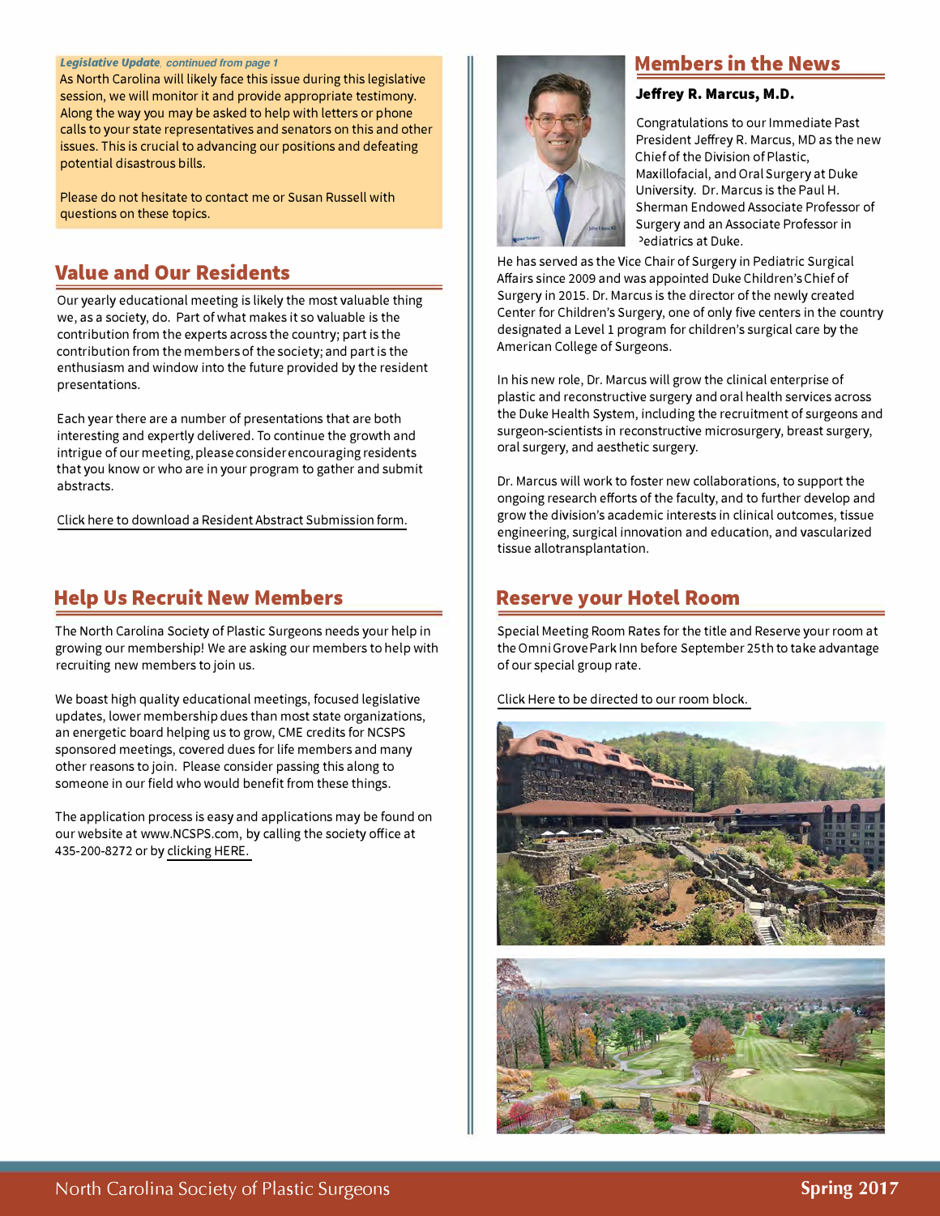*Legislative Update, continued from page 1*

As North Carolina will likely face this issue during this legislative session, we will monitor it and provide appropriate testimony. Along the way you may be asked to help with letters or phone calls to your state representatives and senators on this and other issues. This is crucial to advancing our positions and defeating potential disastrous bills.

Please do not hesitate to contact me or Susan Russell with questions on these topics.

## Value and Our Residents

Our yearly educational meeting is likely the most valuable thing we, as a society, do. Part of what makes it so valuable is the contribution from the experts across the country; part is the contribution from the members of the society; and part is the enthusiasm and window into the future provided by the resident presentations.

Each year there are a number of presentations that are both interesting and expertly delivered. To continue the growth and intrigue of our meeting, please consider encouraging residents that you know or who are in your program to gather and submit abstracts.

Click here to download a Resident Abstract Submission form.

## Help Us Recruit New Members

The North Carolina Society of Plastic Surgeons needs your help in growing our membership! We are asking our members to help with recruiting new members to join us.

We boast high quality educational meetings, focused legislative updates, lower membership dues than most state organizations, an energetic board helping us to grow, CME credits for NCSPS sponsored meetings, covered dues for life members and many other reasons to join. Please consider passing this along to someone in our field who would benefit from these things.

The application process is easy and applications may be found on our website at www.NCSPS.com, by calling the society office at 435-200-8272 or by clicking HERE.

## Members in the News

**Jeffrey R. Marcus, M.D.**

Congratulations to our Immediate Past President Jeffrey R. Marcus, MD as the new Chief of the Division of Plastic, Maxillofacial, and Oral Surgery at Duke University. Dr. Marcus is the Paul H. Sherman Endowed Associate Professor of Surgery and an Associate Professor in Pediatrics at Duke. He has served as the Vice Chair of Surgery in Pediatric Surgical Affairs since 2009 and was appointed Duke Children's Chief of Surgery in 2015. Dr. Marcus is the director of the newly created Center for Children's Surgery, one of only five centers in the country designated a Level 1 program for children's surgical care by the American College of Surgeons.

In his new role, Dr. Marcus will grow the clinical enterprise of plastic and reconstructive surgery and oral health services across the Duke Health System, including the recruitment of surgeons and surgeon-scientists in reconstructive microsurgery, breast surgery, oral surgery, and aesthetic surgery.

Dr. Marcus will work to foster new collaborations, to support the ongoing research efforts of the faculty, and to further develop and grow the division's academic interests in clinical outcomes, tissue engineering, surgical innovation and education, and vascularized tissue allotransplantation.

## Reserve your Hotel Room

Special Meeting Room Rates for the title and Reserve your room at the Omni Grove Park Inn before September 25th to take advantage of our special group rate.

Click Here to be directed to our room block.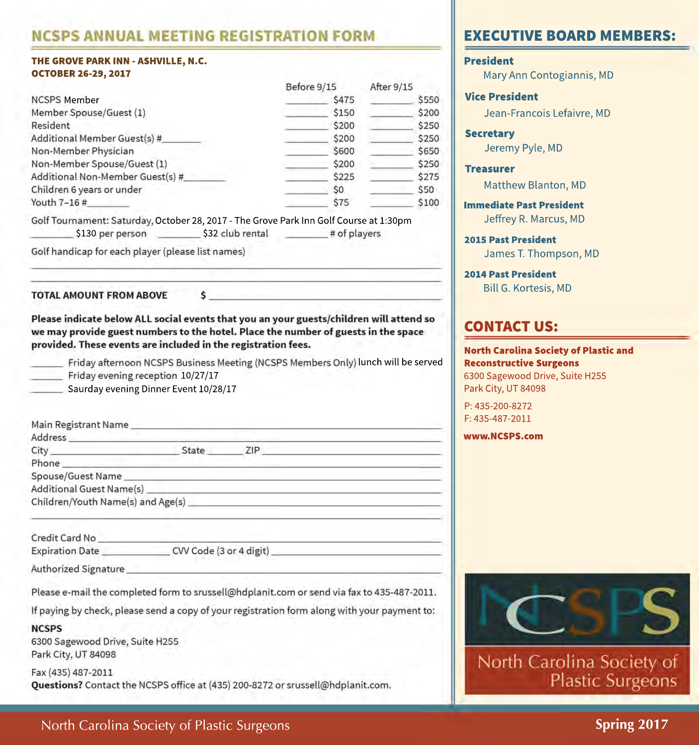# NCSPS ANNUAL MEETING REGISTRATION FORM

**THE GROVE PARK INN - ASHVILLE, N.C.**
**OCTOBER 26-29, 2017**

| | Before 9/15 | After 9/15 |
|---|---|---|
| NCSPS Member | ________ $475 | ________ $550 |
| Member Spouse/Guest (1) | ________ $150 | ________ $200 |
| Resident | ________ $200 | ________ $250 |
| Additional Member Guest(s) #________ | ________ $200 | ________ $250 |
| Non-Member Physician | ________ $600 | ________ $650 |
| Non-Member Spouse/Guest (1) | ________ $200 | ________ $250 |
| Additional Non-Member Guest(s) #________ | ________ $225 | ________ $275 |
| Children 6 years or under | ________ $0 | ________ $50 |
| Youth 7–16 #________ | ________ $75 | ________ $100 |

Golf Tournament: Saturday, October 28, 2017 - The Grove Park Inn Golf Course at 1:30pm

________ $130 per person ________ $32 club rental ________ # of players

Golf handicap for each player (please list names)

________________________________________

________________________________________

**TOTAL AMOUNT FROM ABOVE $** ________________________

**Please indicate below ALL social events that you an your guests/children will attend so we may provide guest numbers to the hotel. Place the number of guests in the space provided. These events are included in the registration fees.**

______ Friday afternoon NCSPS Business Meeting (NCSPS Members Only) lunch will be served

______ Friday evening reception 10/27/17

______ Saurday evening Dinner Event 10/28/17

Main Registrant Name ________________________

Address ________________________

City ________________ State ______ ZIP ________________

Phone ________________________

Spouse/Guest Name ________________________

Additional Guest Name(s) ________________________

Children/Youth Name(s) and Age(s) ________________________

________________________________________

Credit Card No ________________________

Expiration Date ____________ CVV Code (3 or 4 digit) ________________

Authorized Signature ________________________

Please e-mail the completed form to srussell@hdplanit.com or send via fax to 435-487-2011.

If paying by check, please send a copy of your registration form along with your payment to:

**NCSPS**
6300 Sagewood Drive, Suite H255
Park City, UT 84098

Fax (435) 487-2011
**Questions?** Contact the NCSPS office at (435) 200-8272 or srussell@hdplanit.com.

## EXECUTIVE BOARD MEMBERS:

**President**
Mary Ann Contogiannis, MD

**Vice President**
Jean-Francois Lefaivre, MD

**Secretary**
Jeremy Pyle, MD

**Treasurer**
Matthew Blanton, MD

**Immediate Past President**
Jeffrey R. Marcus, MD

**2015 Past President**
James T. Thompson, MD

**2014 Past President**
Bill G. Kortesis, MD

## CONTACT US:

**North Carolina Society of Plastic and Reconstructive Surgeons**
6300 Sagewood Drive, Suite H255
Park City, UT 84098

P: 435-200-8272
F: 435-487-2011

**www.NCSPS.com**

NCSPS
North Carolina Society of Plastic Surgeons